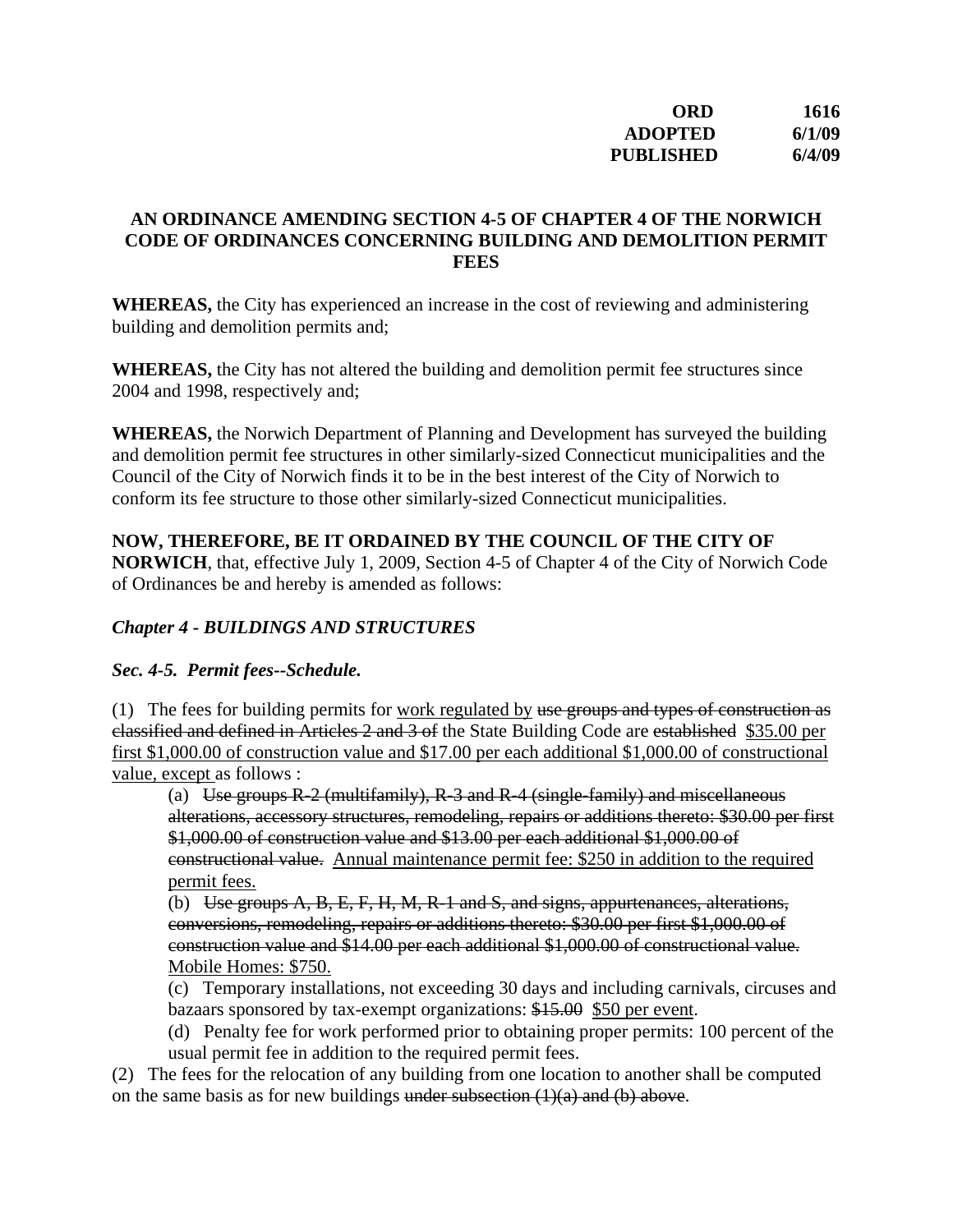**ORD 1616**
**ADOPTED 6/1/09**
**PUBLISHED 6/4/09**

**AN ORDINANCE AMENDING SECTION 4-5 OF CHAPTER 4 OF THE NORWICH CODE OF ORDINANCES CONCERNING BUILDING AND DEMOLITION PERMIT FEES**

**WHEREAS,** the City has experienced an increase in the cost of reviewing and administering building and demolition permits and;

**WHEREAS,** the City has not altered the building and demolition permit fee structures since 2004 and 1998, respectively and;

**WHEREAS,** the Norwich Department of Planning and Development has surveyed the building and demolition permit fee structures in other similarly-sized Connecticut municipalities and the Council of the City of Norwich finds it to be in the best interest of the City of Norwich to conform its fee structure to those other similarly-sized Connecticut municipalities.

**NOW, THEREFORE, BE IT ORDAINED BY THE COUNCIL OF THE CITY OF NORWICH**, that, effective July 1, 2009, Section 4-5 of Chapter 4 of the City of Norwich Code of Ordinances be and hereby is amended as follows:

***Chapter 4 - BUILDINGS AND STRUCTURES***

***Sec. 4-5. Permit fees--Schedule.***

(1) The fees for building permits for <u>work regulated by</u> ~~use groups and types of construction as classified and defined in Articles 2 and 3 of~~ the State Building Code are ~~established~~ <u>\$35.00 per first \$1,000.00 of construction value and \$17.00 per each additional \$1,000.00 of constructional value, except</u> as follows :

(a) ~~Use groups R-2 (multifamily), R-3 and R-4 (single-family) and miscellaneous alterations, accessory structures, remodeling, repairs or additions thereto: \$30.00 per first \$1,000.00 of construction value and \$13.00 per each additional \$1,000.00 of constructional value.~~ <u>Annual maintenance permit fee: \$250 in addition to the required permit fees.</u>

(b) ~~Use groups A, B, E, F, H, M, R-1 and S, and signs, appurtenances, alterations, conversions, remodeling, repairs or additions thereto: \$30.00 per first \$1,000.00 of construction value and \$14.00 per each additional \$1,000.00 of constructional value.~~ <u>Mobile Homes: \$750.</u>

(c) Temporary installations, not exceeding 30 days and including carnivals, circuses and bazaars sponsored by tax-exempt organizations: ~~\$15.00~~ <u>\$50 per event</u>.

(d) Penalty fee for work performed prior to obtaining proper permits: 100 percent of the usual permit fee in addition to the required permit fees.

(2) The fees for the relocation of any building from one location to another shall be computed on the same basis as for new buildings ~~under subsection (1)(a) and (b) above~~.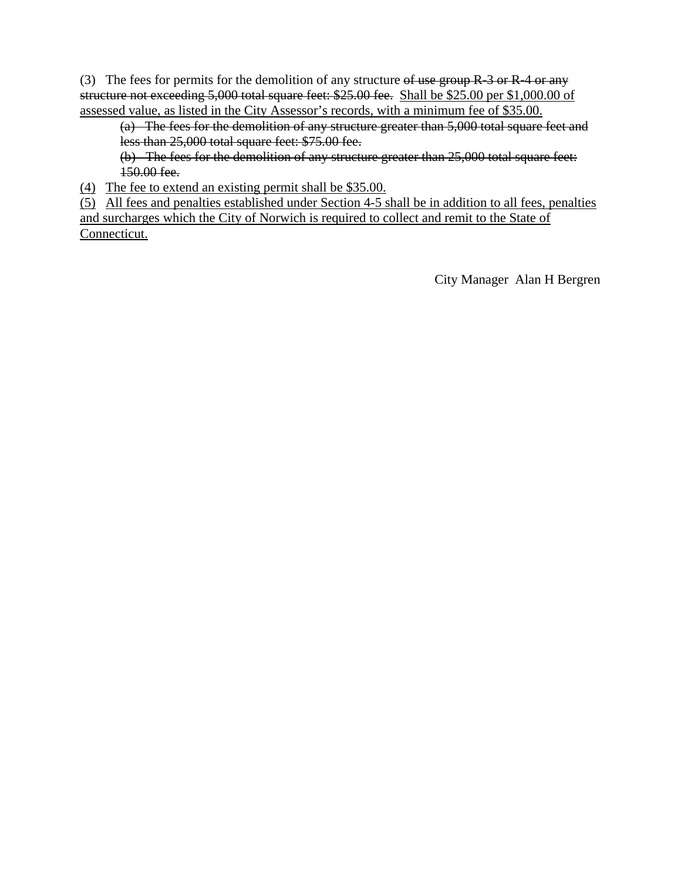(3) The fees for permits for the demolition of any structure ~~of use group R-3 or R-4 or any structure not exceeding 5,000 total square feet: $25.00 fee.~~ <u>Shall be $25.00 per $1,000.00 of assessed value, as listed in the City Assessor's records, with a minimum fee of $35.00.</u>

> ~~(a) The fees for the demolition of any structure greater than 5,000 total square feet and less than 25,000 total square feet: $75.00 fee.~~
>
> ~~(b) The fees for the demolition of any structure greater than 25,000 total square feet: 150.00 fee.~~

<u>(4) The fee to extend an existing permit shall be $35.00.</u>

<u>(5) All fees and penalties established under Section 4-5 shall be in addition to all fees, penalties and surcharges which the City of Norwich is required to collect and remit to the State of Connecticut.</u>

City Manager Alan H Bergren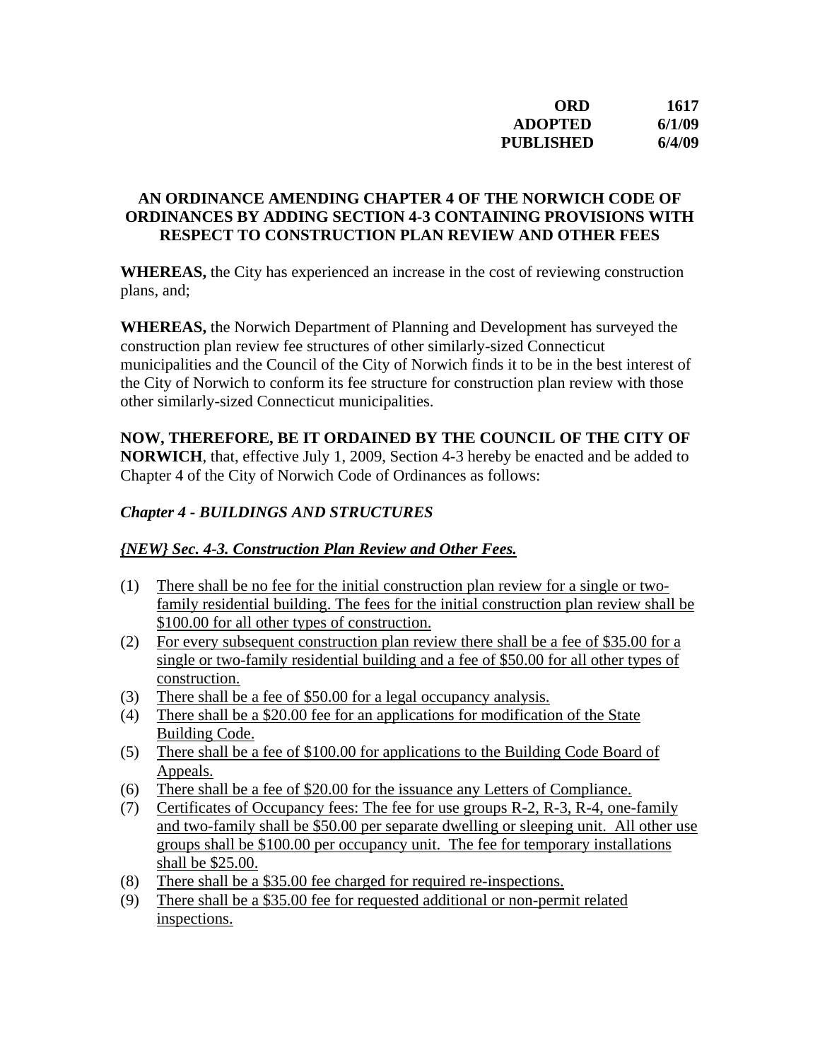**ORD 1617**
**ADOPTED 6/1/09**
**PUBLISHED 6/4/09**

**AN ORDINANCE AMENDING CHAPTER 4 OF THE NORWICH CODE OF ORDINANCES BY ADDING SECTION 4-3 CONTAINING PROVISIONS WITH RESPECT TO CONSTRUCTION PLAN REVIEW AND OTHER FEES**

**WHEREAS,** the City has experienced an increase in the cost of reviewing construction plans, and;

**WHEREAS,** the Norwich Department of Planning and Development has surveyed the construction plan review fee structures of other similarly-sized Connecticut municipalities and the Council of the City of Norwich finds it to be in the best interest of the City of Norwich to conform its fee structure for construction plan review with those other similarly-sized Connecticut municipalities.

**NOW, THEREFORE, BE IT ORDAINED BY THE COUNCIL OF THE CITY OF NORWICH**, that, effective July 1, 2009, Section 4-3 hereby be enacted and be added to Chapter 4 of the City of Norwich Code of Ordinances as follows:

***Chapter 4 - BUILDINGS AND STRUCTURES***

***{NEW} Sec. 4-3. Construction Plan Review and Other Fees.***

(1) There shall be no fee for the initial construction plan review for a single or two-family residential building. The fees for the initial construction plan review shall be $100.00 for all other types of construction.
(2) For every subsequent construction plan review there shall be a fee of $35.00 for a single or two-family residential building and a fee of $50.00 for all other types of construction.
(3) There shall be a fee of $50.00 for a legal occupancy analysis.
(4) There shall be a $20.00 fee for an applications for modification of the State Building Code.
(5) There shall be a fee of $100.00 for applications to the Building Code Board of Appeals.
(6) There shall be a fee of $20.00 for the issuance any Letters of Compliance.
(7) Certificates of Occupancy fees: The fee for use groups R-2, R-3, R-4, one-family and two-family shall be $50.00 per separate dwelling or sleeping unit. All other use groups shall be $100.00 per occupancy unit. The fee for temporary installations shall be $25.00.
(8) There shall be a $35.00 fee charged for required re-inspections.
(9) There shall be a $35.00 fee for requested additional or non-permit related inspections.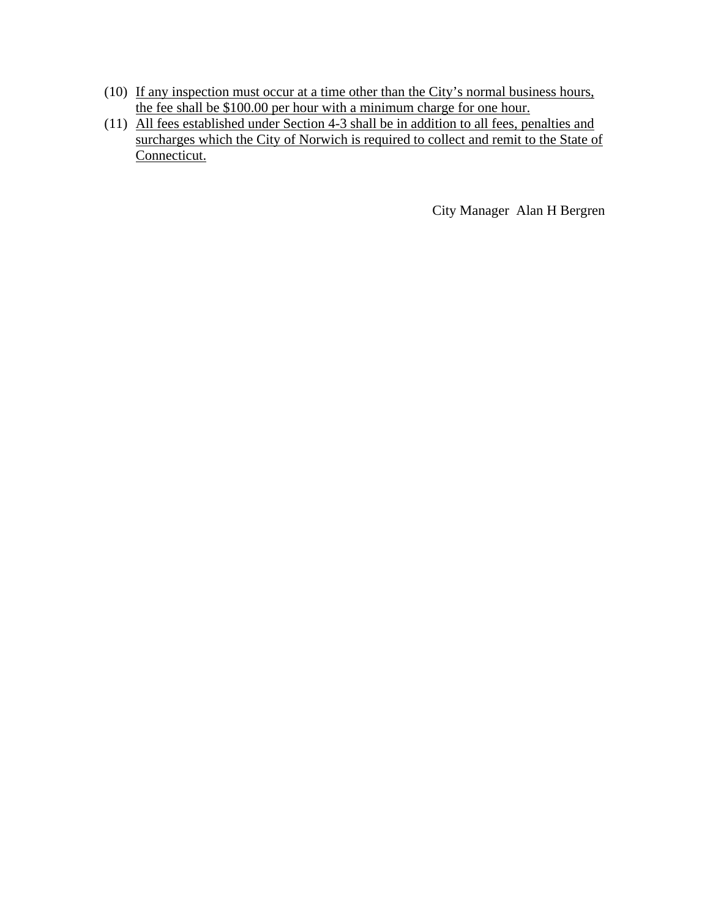(10) <u>If any inspection must occur at a time other than the City's normal business hours, the fee shall be $100.00 per hour with a minimum charge for one hour.</u>

(11) <u>All fees established under Section 4-3 shall be in addition to all fees, penalties and surcharges which the City of Norwich is required to collect and remit to the State of Connecticut.</u>

City Manager Alan H Bergren